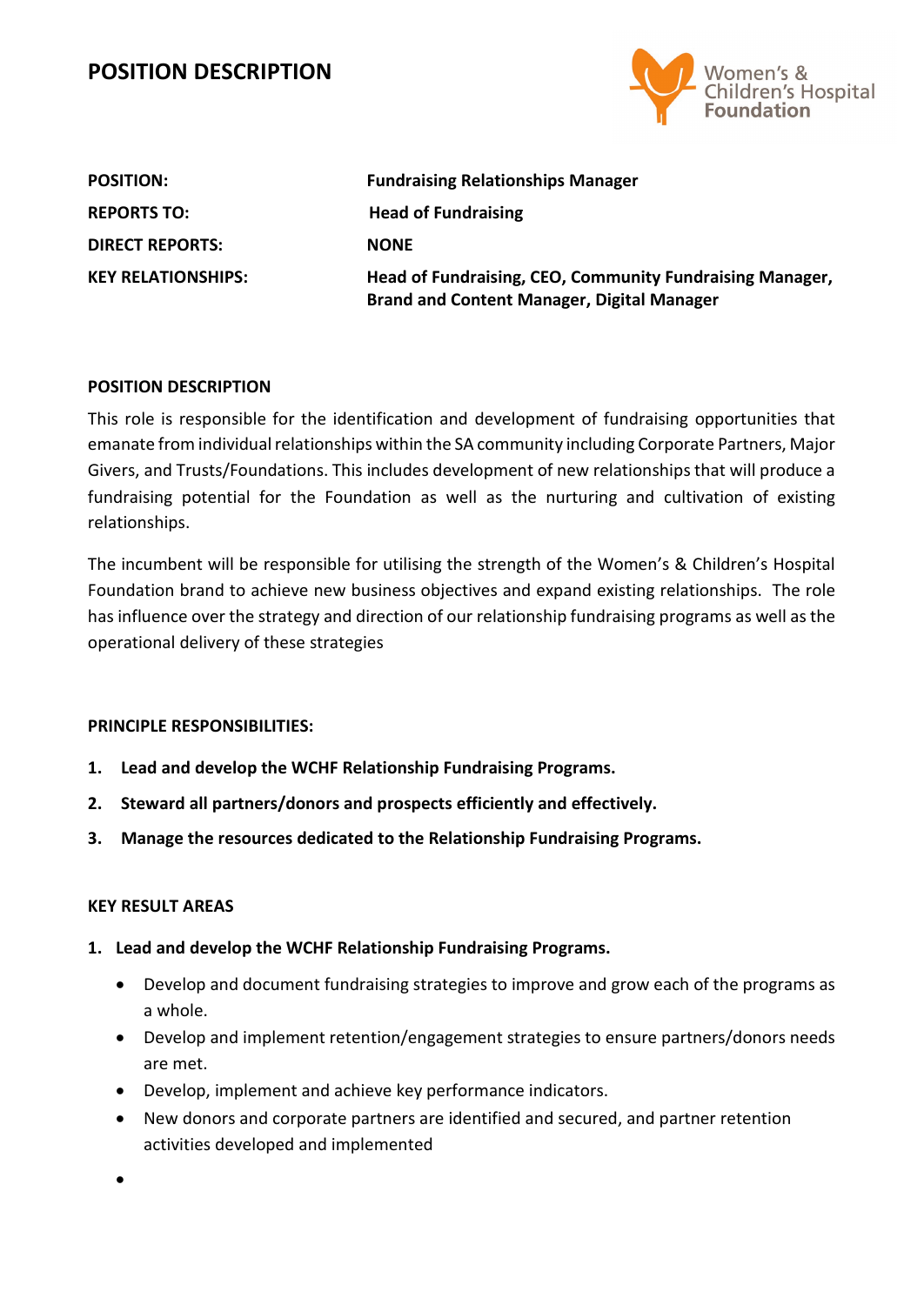# POSITION DESCRIPTION

| | |
|---|---|
| **POSITION:** | **Fundraising Relationships Manager** |
| **REPORTS TO:** | **Head of Fundraising** |
| **DIRECT REPORTS:** | **NONE** |
| **KEY RELATIONSHIPS:** | **Head of Fundraising, CEO, Community Fundraising Manager, Brand and Content Manager, Digital Manager** |

## POSITION DESCRIPTION

This role is responsible for the identification and development of fundraising opportunities that emanate from individual relationships within the SA community including Corporate Partners, Major Givers, and Trusts/Foundations. This includes development of new relationships that will produce a fundraising potential for the Foundation as well as the nurturing and cultivation of existing relationships.

The incumbent will be responsible for utilising the strength of the Women's & Children's Hospital Foundation brand to achieve new business objectives and expand existing relationships. The role has influence over the strategy and direction of our relationship fundraising programs as well as the operational delivery of these strategies

## PRINCIPLE RESPONSIBILITIES:

1. **Lead and develop the WCHF Relationship Fundraising Programs.**
2. **Steward all partners/donors and prospects efficiently and effectively.**
3. **Manage the resources dedicated to the Relationship Fundraising Programs.**

## KEY RESULT AREAS

1. **Lead and develop the WCHF Relationship Fundraising Programs.**
    - Develop and document fundraising strategies to improve and grow each of the programs as a whole.
    - Develop and implement retention/engagement strategies to ensure partners/donors needs are met.
    - Develop, implement and achieve key performance indicators.
    - New donors and corporate partners are identified and secured, and partner retention activities developed and implemented
    -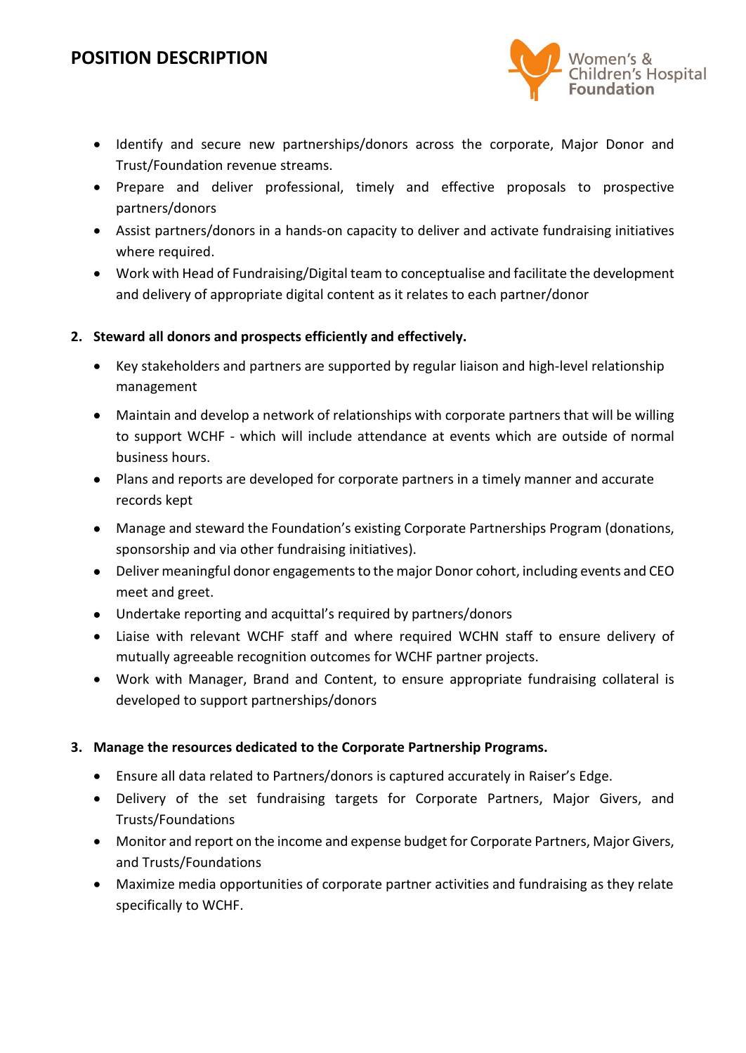- Identify and secure new partnerships/donors across the corporate, Major Donor and Trust/Foundation revenue streams.
- Prepare and deliver professional, timely and effective proposals to prospective partners/donors
- Assist partners/donors in a hands-on capacity to deliver and activate fundraising initiatives where required.
- Work with Head of Fundraising/Digital team to conceptualise and facilitate the development and delivery of appropriate digital content as it relates to each partner/donor

**2. Steward all donors and prospects efficiently and effectively.**

- Key stakeholders and partners are supported by regular liaison and high-level relationship management
- Maintain and develop a network of relationships with corporate partners that will be willing to support WCHF - which will include attendance at events which are outside of normal business hours.
- Plans and reports are developed for corporate partners in a timely manner and accurate records kept
- Manage and steward the Foundation's existing Corporate Partnerships Program (donations, sponsorship and via other fundraising initiatives).
- Deliver meaningful donor engagements to the major Donor cohort, including events and CEO meet and greet.
- Undertake reporting and acquittal's required by partners/donors
- Liaise with relevant WCHF staff and where required WCHN staff to ensure delivery of mutually agreeable recognition outcomes for WCHF partner projects.
- Work with Manager, Brand and Content, to ensure appropriate fundraising collateral is developed to support partnerships/donors

**3. Manage the resources dedicated to the Corporate Partnership Programs.**

- Ensure all data related to Partners/donors is captured accurately in Raiser's Edge.
- Delivery of the set fundraising targets for Corporate Partners, Major Givers, and Trusts/Foundations
- Monitor and report on the income and expense budget for Corporate Partners, Major Givers, and Trusts/Foundations
- Maximize media opportunities of corporate partner activities and fundraising as they relate specifically to WCHF.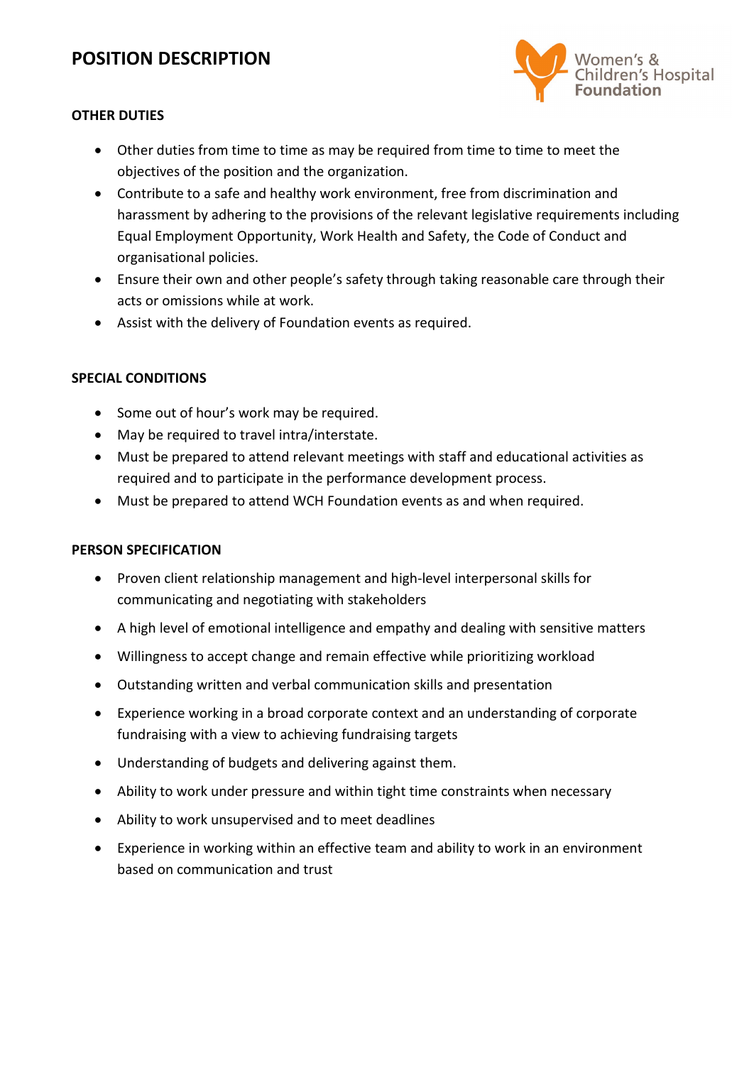# POSITION DESCRIPTION

## OTHER DUTIES

- Other duties from time to time as may be required from time to time to meet the objectives of the position and the organization.
- Contribute to a safe and healthy work environment, free from discrimination and harassment by adhering to the provisions of the relevant legislative requirements including Equal Employment Opportunity, Work Health and Safety, the Code of Conduct and organisational policies.
- Ensure their own and other people's safety through taking reasonable care through their acts or omissions while at work.
- Assist with the delivery of Foundation events as required.

## SPECIAL CONDITIONS

- Some out of hour's work may be required.
- May be required to travel intra/interstate.
- Must be prepared to attend relevant meetings with staff and educational activities as required and to participate in the performance development process.
- Must be prepared to attend WCH Foundation events as and when required.

## PERSON SPECIFICATION

- Proven client relationship management and high-level interpersonal skills for communicating and negotiating with stakeholders
- A high level of emotional intelligence and empathy and dealing with sensitive matters
- Willingness to accept change and remain effective while prioritizing workload
- Outstanding written and verbal communication skills and presentation
- Experience working in a broad corporate context and an understanding of corporate fundraising with a view to achieving fundraising targets
- Understanding of budgets and delivering against them.
- Ability to work under pressure and within tight time constraints when necessary
- Ability to work unsupervised and to meet deadlines
- Experience in working within an effective team and ability to work in an environment based on communication and trust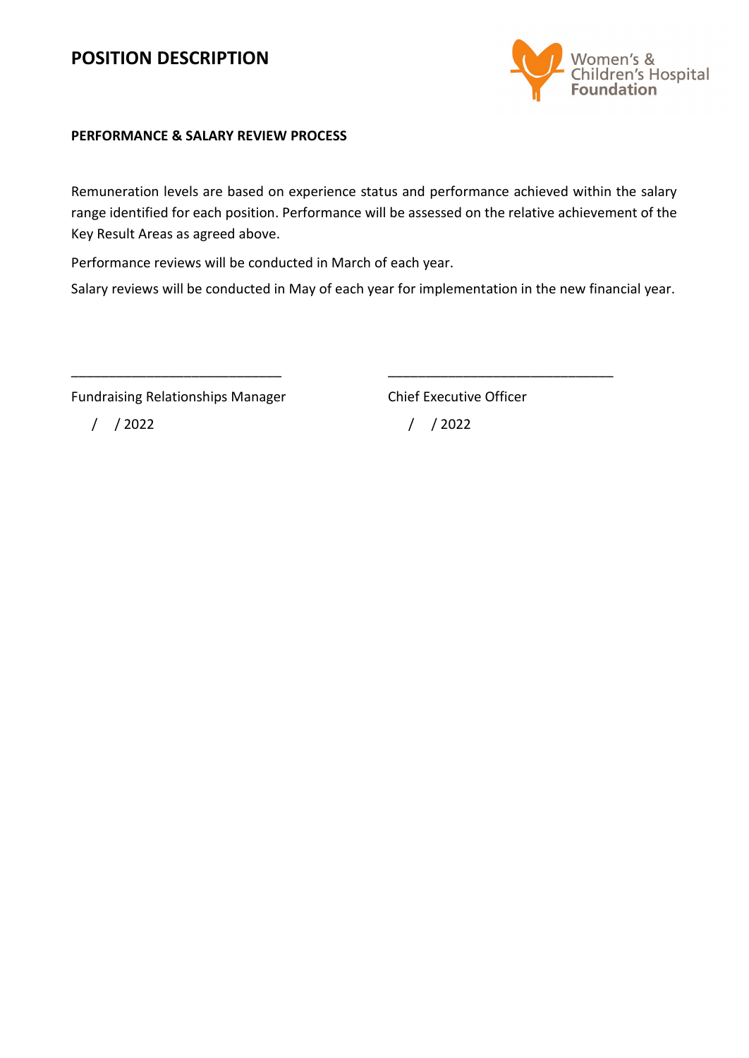# POSITION DESCRIPTION

**PERFORMANCE & SALARY REVIEW PROCESS**

Remuneration levels are based on experience status and performance achieved within the salary range identified for each position. Performance will be assessed on the relative achievement of the Key Result Areas as agreed above.

Performance reviews will be conducted in March of each year.

Salary reviews will be conducted in May of each year for implementation in the new financial year.

| | |
|---|---|
| ____________________________ | ______________________________ |
| Fundraising Relationships Manager | Chief Executive Officer |
| / / 2022 | / / 2022 |